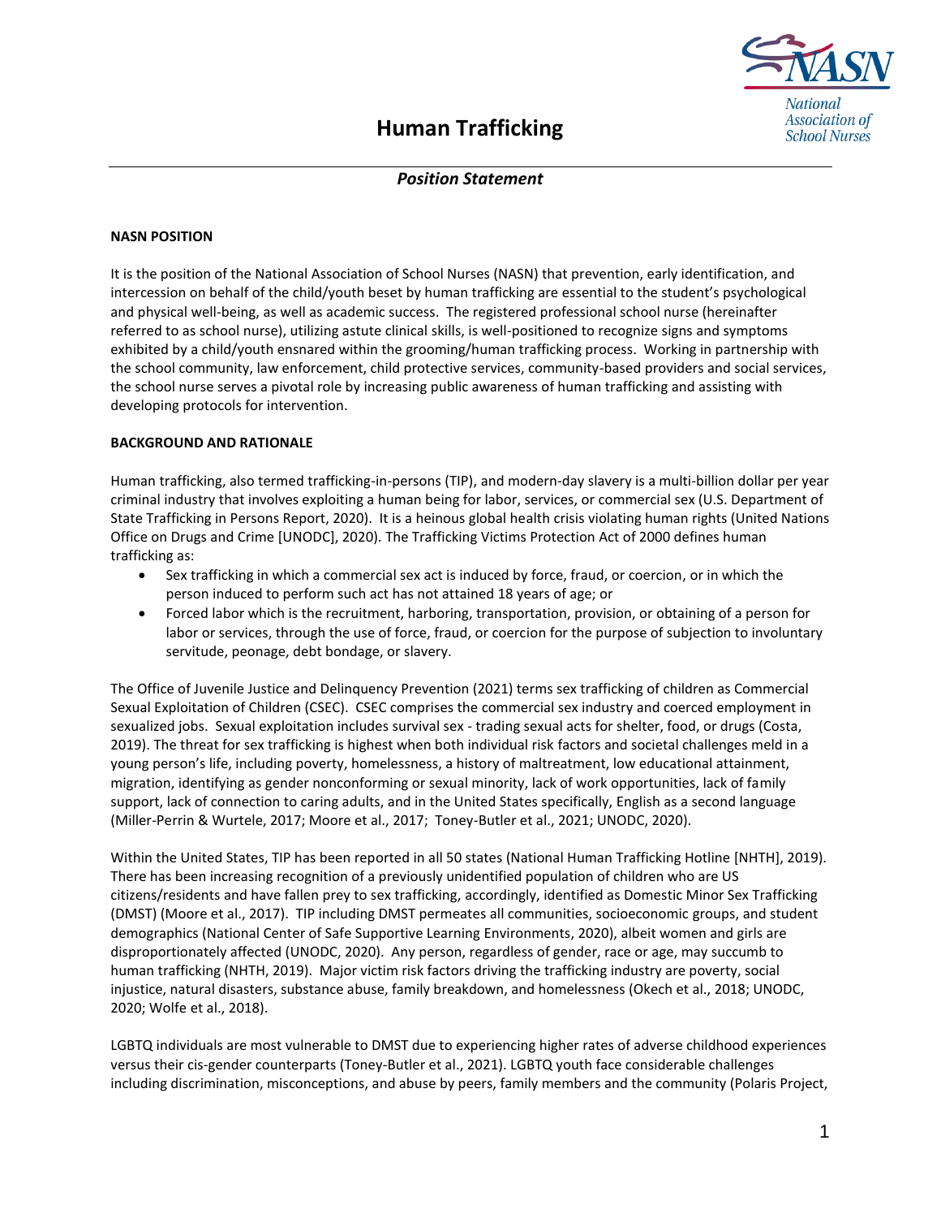# Human Trafficking

*Position Statement*

**NASN POSITION**

It is the position of the National Association of School Nurses (NASN) that prevention, early identification, and intercession on behalf of the child/youth beset by human trafficking are essential to the student's psychological and physical well-being, as well as academic success. The registered professional school nurse (hereinafter referred to as school nurse), utilizing astute clinical skills, is well-positioned to recognize signs and symptoms exhibited by a child/youth ensnared within the grooming/human trafficking process. Working in partnership with the school community, law enforcement, child protective services, community-based providers and social services, the school nurse serves a pivotal role by increasing public awareness of human trafficking and assisting with developing protocols for intervention.

**BACKGROUND AND RATIONALE**

Human trafficking, also termed trafficking-in-persons (TIP), and modern-day slavery is a multi-billion dollar per year criminal industry that involves exploiting a human being for labor, services, or commercial sex (U.S. Department of State Trafficking in Persons Report, 2020). It is a heinous global health crisis violating human rights (United Nations Office on Drugs and Crime [UNODC], 2020). The Trafficking Victims Protection Act of 2000 defines human trafficking as:

- Sex trafficking in which a commercial sex act is induced by force, fraud, or coercion, or in which the person induced to perform such act has not attained 18 years of age; or
- Forced labor which is the recruitment, harboring, transportation, provision, or obtaining of a person for labor or services, through the use of force, fraud, or coercion for the purpose of subjection to involuntary servitude, peonage, debt bondage, or slavery.

The Office of Juvenile Justice and Delinquency Prevention (2021) terms sex trafficking of children as Commercial Sexual Exploitation of Children (CSEC). CSEC comprises the commercial sex industry and coerced employment in sexualized jobs. Sexual exploitation includes survival sex - trading sexual acts for shelter, food, or drugs (Costa, 2019). The threat for sex trafficking is highest when both individual risk factors and societal challenges meld in a young person's life, including poverty, homelessness, a history of maltreatment, low educational attainment, migration, identifying as gender nonconforming or sexual minority, lack of work opportunities, lack of family support, lack of connection to caring adults, and in the United States specifically, English as a second language (Miller-Perrin & Wurtele, 2017; Moore et al., 2017; Toney-Butler et al., 2021; UNODC, 2020).

Within the United States, TIP has been reported in all 50 states (National Human Trafficking Hotline [NHTH], 2019). There has been increasing recognition of a previously unidentified population of children who are US citizens/residents and have fallen prey to sex trafficking, accordingly, identified as Domestic Minor Sex Trafficking (DMST) (Moore et al., 2017). TIP including DMST permeates all communities, socioeconomic groups, and student demographics (National Center of Safe Supportive Learning Environments, 2020), albeit women and girls are disproportionately affected (UNODC, 2020). Any person, regardless of gender, race or age, may succumb to human trafficking (NHTH, 2019). Major victim risk factors driving the trafficking industry are poverty, social injustice, natural disasters, substance abuse, family breakdown, and homelessness (Okech et al., 2018; UNODC, 2020; Wolfe et al., 2018).

LGBTQ individuals are most vulnerable to DMST due to experiencing higher rates of adverse childhood experiences versus their cis-gender counterparts (Toney-Butler et al., 2021). LGBTQ youth face considerable challenges including discrimination, misconceptions, and abuse by peers, family members and the community (Polaris Project,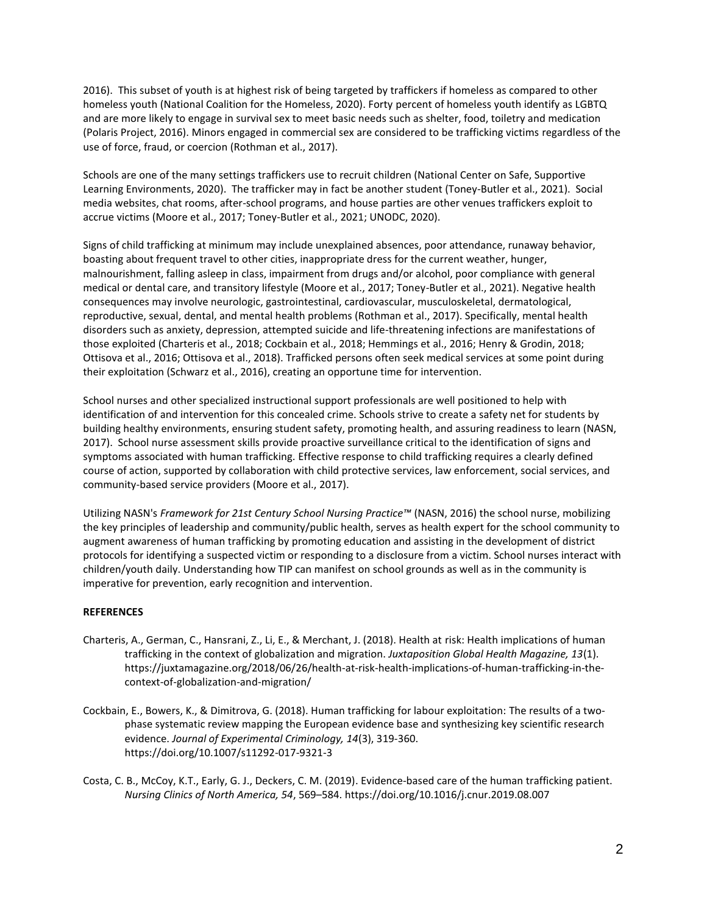2016). This subset of youth is at highest risk of being targeted by traffickers if homeless as compared to other homeless youth (National Coalition for the Homeless, 2020). Forty percent of homeless youth identify as LGBTQ and are more likely to engage in survival sex to meet basic needs such as shelter, food, toiletry and medication (Polaris Project, 2016). Minors engaged in commercial sex are considered to be trafficking victims regardless of the use of force, fraud, or coercion (Rothman et al., 2017).

Schools are one of the many settings traffickers use to recruit children (National Center on Safe, Supportive Learning Environments, 2020). The trafficker may in fact be another student (Toney-Butler et al., 2021). Social media websites, chat rooms, after-school programs, and house parties are other venues traffickers exploit to accrue victims (Moore et al., 2017; Toney-Butler et al., 2021; UNODC, 2020).

Signs of child trafficking at minimum may include unexplained absences, poor attendance, runaway behavior, boasting about frequent travel to other cities, inappropriate dress for the current weather, hunger, malnourishment, falling asleep in class, impairment from drugs and/or alcohol, poor compliance with general medical or dental care, and transitory lifestyle (Moore et al., 2017; Toney-Butler et al., 2021). Negative health consequences may involve neurologic, gastrointestinal, cardiovascular, musculoskeletal, dermatological, reproductive, sexual, dental, and mental health problems (Rothman et al., 2017). Specifically, mental health disorders such as anxiety, depression, attempted suicide and life-threatening infections are manifestations of those exploited (Charteris et al., 2018; Cockbain et al., 2018; Hemmings et al., 2016; Henry & Grodin, 2018; Ottisova et al., 2016; Ottisova et al., 2018). Trafficked persons often seek medical services at some point during their exploitation (Schwarz et al., 2016), creating an opportune time for intervention.

School nurses and other specialized instructional support professionals are well positioned to help with identification of and intervention for this concealed crime. Schools strive to create a safety net for students by building healthy environments, ensuring student safety, promoting health, and assuring readiness to learn (NASN, 2017). School nurse assessment skills provide proactive surveillance critical to the identification of signs and symptoms associated with human trafficking. Effective response to child trafficking requires a clearly defined course of action, supported by collaboration with child protective services, law enforcement, social services, and community-based service providers (Moore et al., 2017).

Utilizing NASN's *Framework for 21st Century School Nursing Practice™* (NASN, 2016) the school nurse, mobilizing the key principles of leadership and community/public health, serves as health expert for the school community to augment awareness of human trafficking by promoting education and assisting in the development of district protocols for identifying a suspected victim or responding to a disclosure from a victim. School nurses interact with children/youth daily. Understanding how TIP can manifest on school grounds as well as in the community is imperative for prevention, early recognition and intervention.

**REFERENCES**

Charteris, A., German, C., Hansrani, Z., Li, E., & Merchant, J. (2018). Health at risk: Health implications of human trafficking in the context of globalization and migration. *Juxtaposition Global Health Magazine, 13*(1). https://juxtamagazine.org/2018/06/26/health-at-risk-health-implications-of-human-trafficking-in-the-context-of-globalization-and-migration/

Cockbain, E., Bowers, K., & Dimitrova, G. (2018). Human trafficking for labour exploitation: The results of a two-phase systematic review mapping the European evidence base and synthesizing key scientific research evidence. *Journal of Experimental Criminology, 14*(3), 319-360. https://doi.org/10.1007/s11292-017-9321-3

Costa, C. B., McCoy, K.T., Early, G. J., Deckers, C. M. (2019). Evidence-based care of the human trafficking patient. *Nursing Clinics of North America, 54*, 569–584. https://doi.org/10.1016/j.cnur.2019.08.007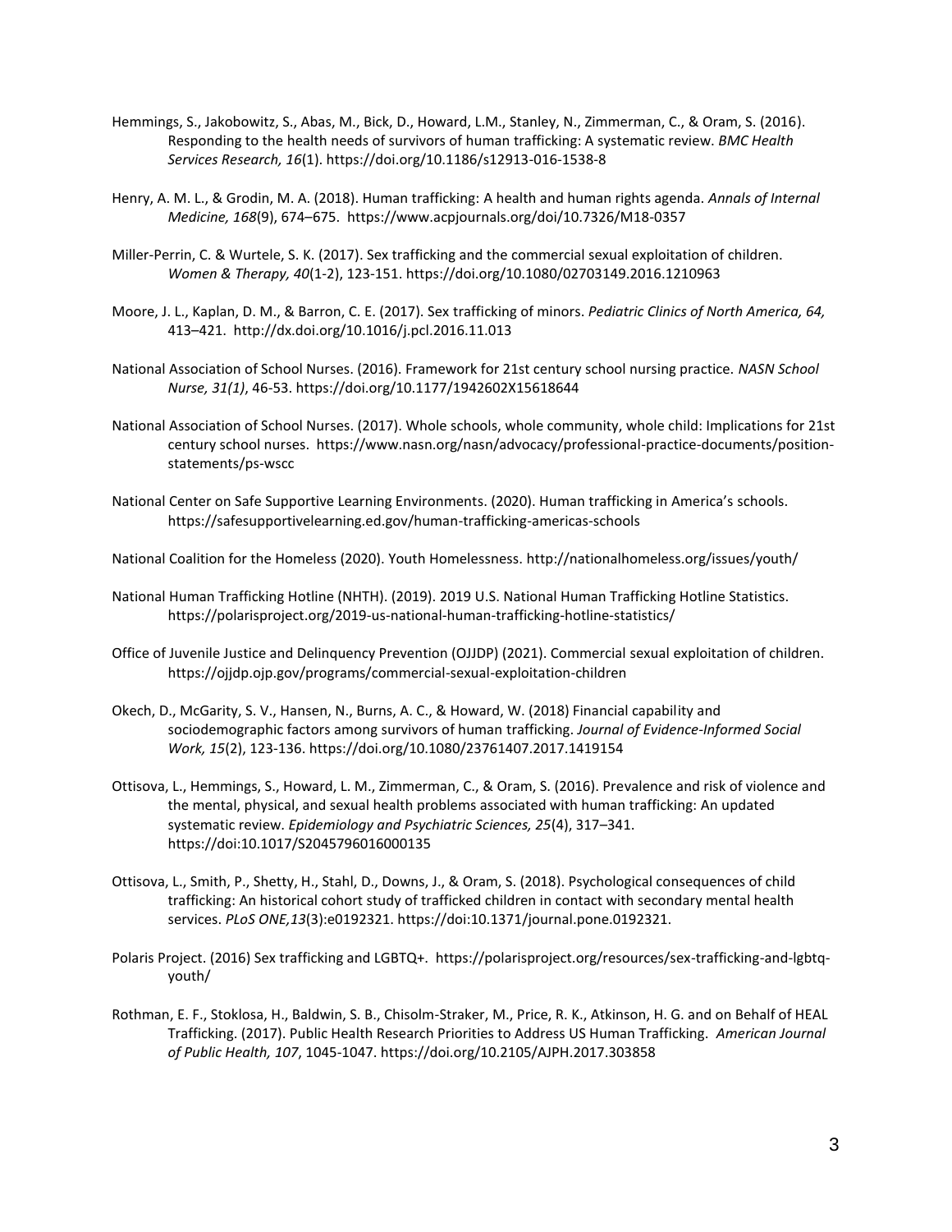Hemmings, S., Jakobowitz, S., Abas, M., Bick, D., Howard, L.M., Stanley, N., Zimmerman, C., & Oram, S. (2016). Responding to the health needs of survivors of human trafficking: A systematic review. *BMC Health Services Research, 16*(1). https://doi.org/10.1186/s12913-016-1538-8

Henry, A. M. L., & Grodin, M. A. (2018). Human trafficking: A health and human rights agenda. *Annals of Internal Medicine, 168*(9), 674–675. https://www.acpjournals.org/doi/10.7326/M18-0357

Miller-Perrin, C. & Wurtele, S. K. (2017). Sex trafficking and the commercial sexual exploitation of children. *Women & Therapy, 40*(1-2), 123-151. https://doi.org/10.1080/02703149.2016.1210963

Moore, J. L., Kaplan, D. M., & Barron, C. E. (2017). Sex trafficking of minors. *Pediatric Clinics of North America, 64,* 413–421. http://dx.doi.org/10.1016/j.pcl.2016.11.013

National Association of School Nurses. (2016). Framework for 21st century school nursing practice. *NASN School Nurse, 31(1)*, 46-53. https://doi.org/10.1177/1942602X15618644

National Association of School Nurses. (2017). Whole schools, whole community, whole child: Implications for 21st century school nurses. https://www.nasn.org/nasn/advocacy/professional-practice-documents/position-statements/ps-wscc

National Center on Safe Supportive Learning Environments. (2020). Human trafficking in America's schools. https://safesupportivelearning.ed.gov/human-trafficking-americas-schools

National Coalition for the Homeless (2020). Youth Homelessness. http://nationalhomeless.org/issues/youth/

National Human Trafficking Hotline (NHTH). (2019). 2019 U.S. National Human Trafficking Hotline Statistics. https://polarisproject.org/2019-us-national-human-trafficking-hotline-statistics/

Office of Juvenile Justice and Delinquency Prevention (OJJDP) (2021). Commercial sexual exploitation of children. https://ojjdp.ojp.gov/programs/commercial-sexual-exploitation-children

Okech, D., McGarity, S. V., Hansen, N., Burns, A. C., & Howard, W. (2018) Financial capability and sociodemographic factors among survivors of human trafficking. *Journal of Evidence-Informed Social Work, 15*(2), 123-136. https://doi.org/10.1080/23761407.2017.1419154

Ottisova, L., Hemmings, S., Howard, L. M., Zimmerman, C., & Oram, S. (2016). Prevalence and risk of violence and the mental, physical, and sexual health problems associated with human trafficking: An updated systematic review. *Epidemiology and Psychiatric Sciences, 25*(4), 317–341. https://doi:10.1017/S2045796016000135

Ottisova, L., Smith, P., Shetty, H., Stahl, D., Downs, J., & Oram, S. (2018). Psychological consequences of child trafficking: An historical cohort study of trafficked children in contact with secondary mental health services. *PLoS ONE,13*(3):e0192321. https://doi:10.1371/journal.pone.0192321.

Polaris Project. (2016) Sex trafficking and LGBTQ+. https://polarisproject.org/resources/sex-trafficking-and-lgbtq-youth/

Rothman, E. F., Stoklosa, H., Baldwin, S. B., Chisolm-Straker, M., Price, R. K., Atkinson, H. G. and on Behalf of HEAL Trafficking. (2017). Public Health Research Priorities to Address US Human Trafficking. *American Journal of Public Health, 107*, 1045-1047. https://doi.org/10.2105/AJPH.2017.303858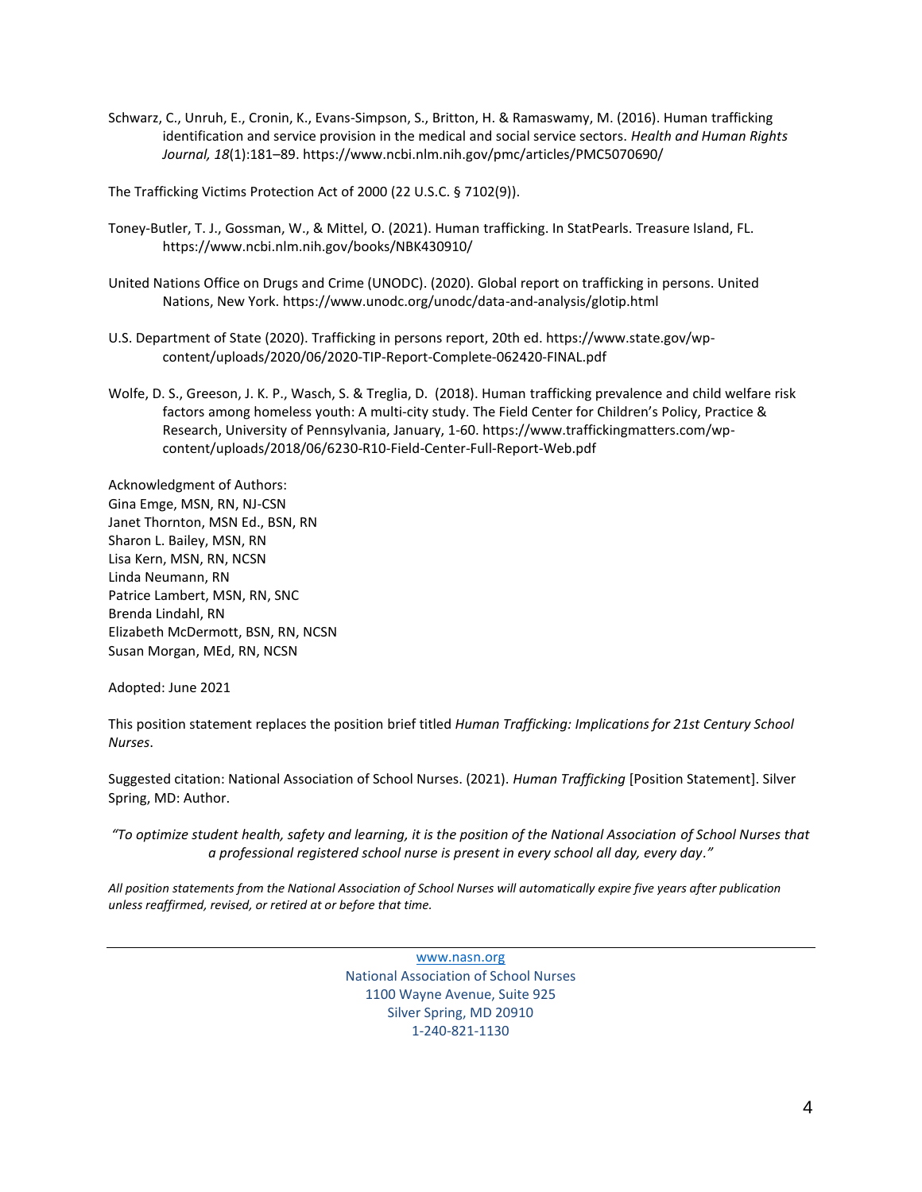Schwarz, C., Unruh, E., Cronin, K., Evans-Simpson, S., Britton, H. & Ramaswamy, M. (2016). Human trafficking identification and service provision in the medical and social service sectors. *Health and Human Rights Journal, 18*(1):181–89. https://www.ncbi.nlm.nih.gov/pmc/articles/PMC5070690/

The Trafficking Victims Protection Act of 2000 (22 U.S.C. § 7102(9)).

Toney-Butler, T. J., Gossman, W., & Mittel, O. (2021). Human trafficking. In StatPearls. Treasure Island, FL. https://www.ncbi.nlm.nih.gov/books/NBK430910/

United Nations Office on Drugs and Crime (UNODC). (2020). Global report on trafficking in persons. United Nations, New York. https://www.unodc.org/unodc/data-and-analysis/glotip.html

U.S. Department of State (2020). Trafficking in persons report, 20th ed. https://www.state.gov/wp-content/uploads/2020/06/2020-TIP-Report-Complete-062420-FINAL.pdf

Wolfe, D. S., Greeson, J. K. P., Wasch, S. & Treglia, D. (2018). Human trafficking prevalence and child welfare risk factors among homeless youth: A multi-city study. The Field Center for Children's Policy, Practice & Research, University of Pennsylvania, January, 1-60. https://www.traffickingmatters.com/wp-content/uploads/2018/06/6230-R10-Field-Center-Full-Report-Web.pdf

Acknowledgment of Authors:
Gina Emge, MSN, RN, NJ-CSN
Janet Thornton, MSN Ed., BSN, RN
Sharon L. Bailey, MSN, RN
Lisa Kern, MSN, RN, NCSN
Linda Neumann, RN
Patrice Lambert, MSN, RN, SNC
Brenda Lindahl, RN
Elizabeth McDermott, BSN, RN, NCSN
Susan Morgan, MEd, RN, NCSN

Adopted: June 2021

This position statement replaces the position brief titled *Human Trafficking: Implications for 21st Century School Nurses*.

Suggested citation: National Association of School Nurses. (2021). *Human Trafficking* [Position Statement]. Silver Spring, MD: Author.

*"To optimize student health, safety and learning, it is the position of the National Association of School Nurses that a professional registered school nurse is present in every school all day, every day."*

*All position statements from the National Association of School Nurses will automatically expire five years after publication unless reaffirmed, revised, or retired at or before that time.*

www.nasn.org
National Association of School Nurses
1100 Wayne Avenue, Suite 925
Silver Spring, MD 20910
1-240-821-1130